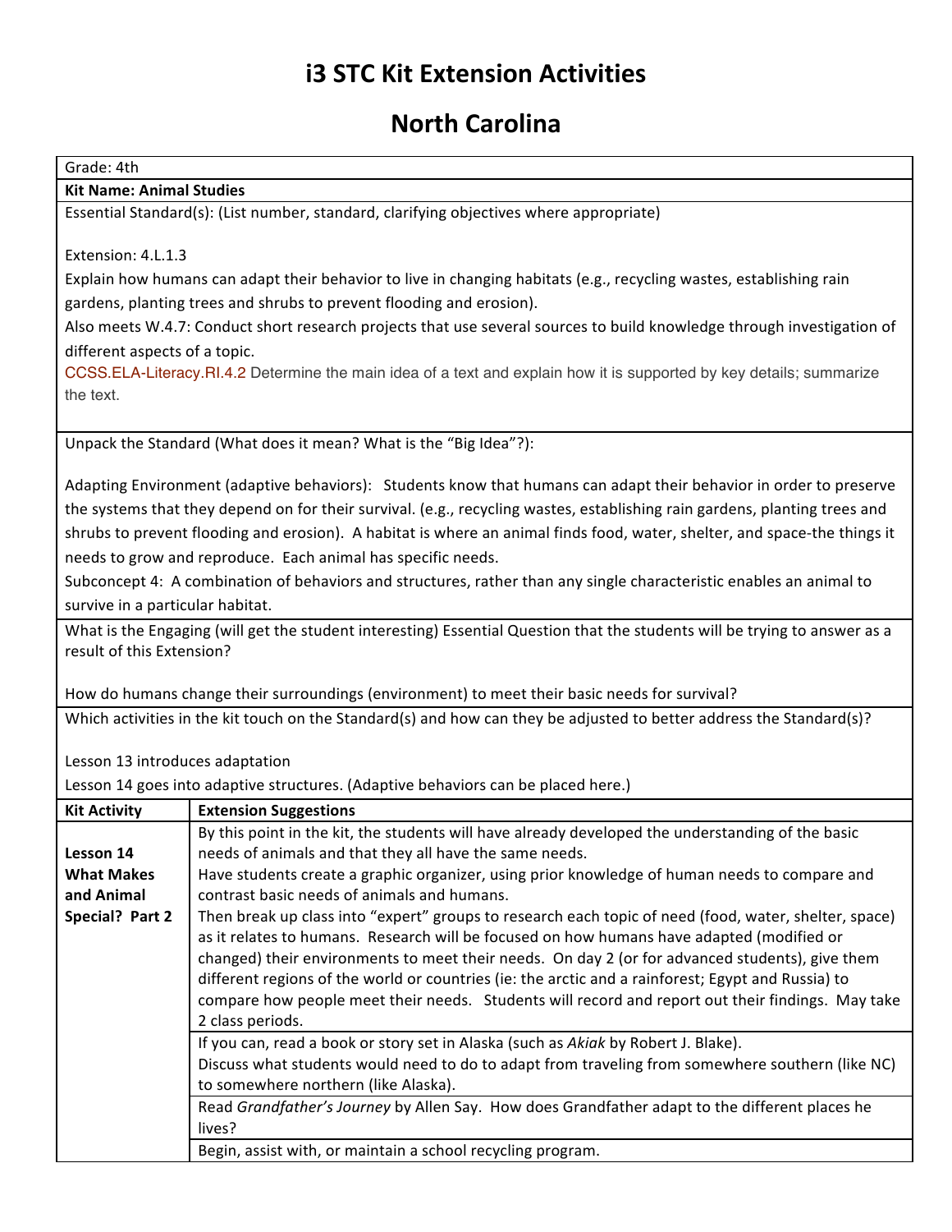# i3 STC Kit Extension Activities

# North Carolina

Grade: 4th

**Kit Name: Animal Studies**

Essential Standard(s): (List number, standard, clarifying objectives where appropriate)

Extension: 4.L.1.3

Explain how humans can adapt their behavior to live in changing habitats (e.g., recycling wastes, establishing rain gardens, planting trees and shrubs to prevent flooding and erosion).

Also meets W.4.7: Conduct short research projects that use several sources to build knowledge through investigation of different aspects of a topic.

CCSS.ELA-Literacy.RI.4.2 Determine the main idea of a text and explain how it is supported by key details; summarize the text.

Unpack the Standard (What does it mean? What is the "Big Idea"?):

Adapting Environment (adaptive behaviors): Students know that humans can adapt their behavior in order to preserve the systems that they depend on for their survival. (e.g., recycling wastes, establishing rain gardens, planting trees and shrubs to prevent flooding and erosion). A habitat is where an animal finds food, water, shelter, and space-the things it needs to grow and reproduce. Each animal has specific needs.

Subconcept 4: A combination of behaviors and structures, rather than any single characteristic enables an animal to survive in a particular habitat.

What is the Engaging (will get the student interesting) Essential Question that the students will be trying to answer as a result of this Extension?

How do humans change their surroundings (environment) to meet their basic needs for survival?

Which activities in the kit touch on the Standard(s) and how can they be adjusted to better address the Standard(s)?

Lesson 13 introduces adaptation

Lesson 14 goes into adaptive structures. (Adaptive behaviors can be placed here.)

| Kit Activity | Extension Suggestions |
|---|---|
| **Lesson 14 What Makes and Animal Special? Part 2** | By this point in the kit, the students will have already developed the understanding of the basic needs of animals and that they all have the same needs. Have students create a graphic organizer, using prior knowledge of human needs to compare and contrast basic needs of animals and humans. Then break up class into "expert" groups to research each topic of need (food, water, shelter, space) as it relates to humans. Research will be focused on how humans have adapted (modified or changed) their environments to meet their needs. On day 2 (or for advanced students), give them different regions of the world or countries (ie: the arctic and a rainforest; Egypt and Russia) to compare how people meet their needs. Students will record and report out their findings. May take 2 class periods. |
| | If you can, read a book or story set in Alaska (such as *Akiak* by Robert J. Blake). Discuss what students would need to do to adapt from traveling from somewhere southern (like NC) to somewhere northern (like Alaska). |
| | Read *Grandfather's Journey* by Allen Say. How does Grandfather adapt to the different places he lives? |
| | Begin, assist with, or maintain a school recycling program. |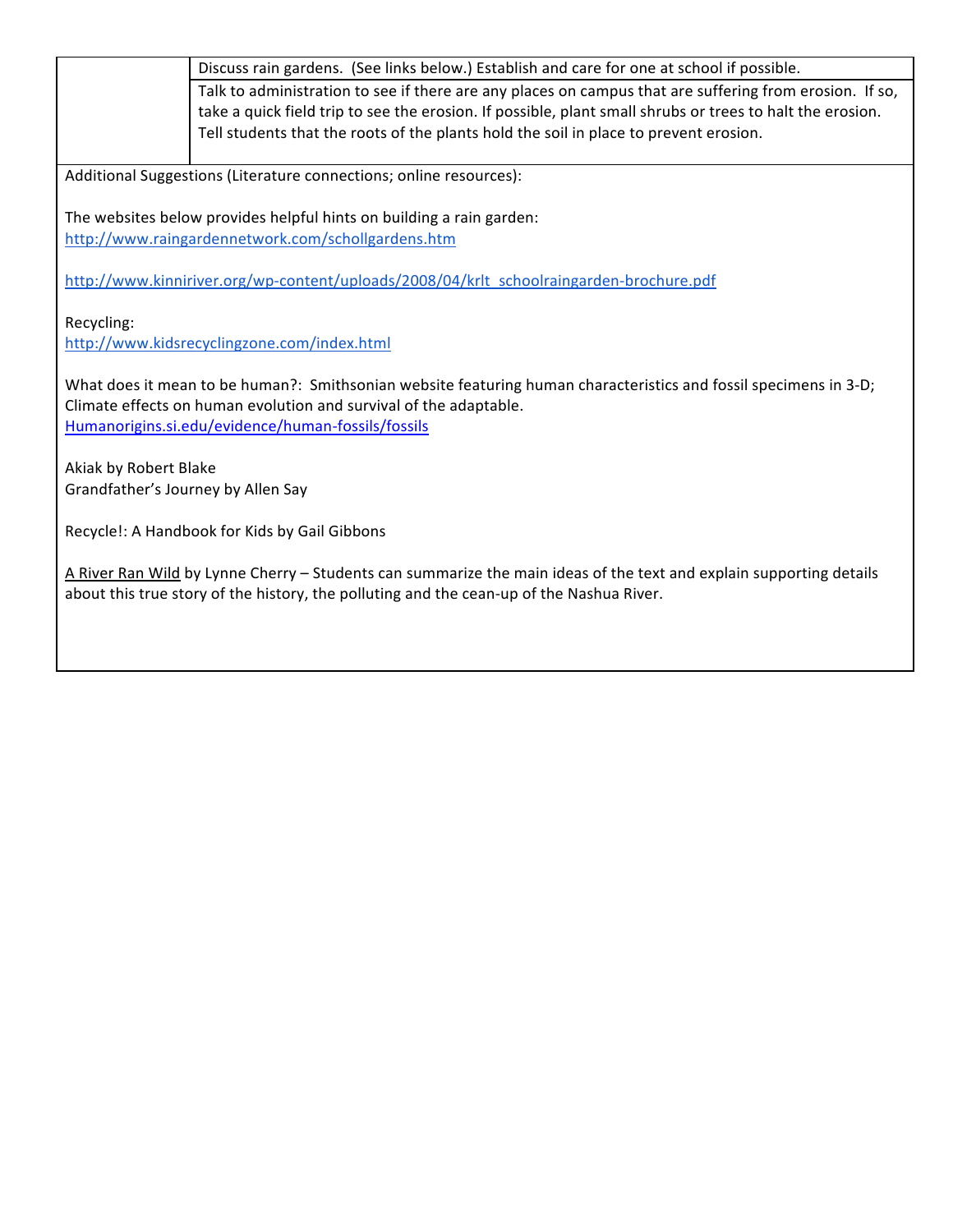| | |
|---|---|
| | Discuss rain gardens. (See links below.) Establish and care for one at school if possible. |
| | Talk to administration to see if there are any places on campus that are suffering from erosion. If so, take a quick field trip to see the erosion. If possible, plant small shrubs or trees to halt the erosion. Tell students that the roots of the plants hold the soil in place to prevent erosion. |

Additional Suggestions (Literature connections; online resources):

The websites below provides helpful hints on building a rain garden:
http://www.raingardennetwork.com/schollgardens.htm

http://www.kinniriver.org/wp-content/uploads/2008/04/krlt_schoolraingarden-brochure.pdf

Recycling:
http://www.kidsrecyclingzone.com/index.html

What does it mean to be human?: Smithsonian website featuring human characteristics and fossil specimens in 3-D; Climate effects on human evolution and survival of the adaptable.
Humanorigins.si.edu/evidence/human-fossils/fossils

Akiak by Robert Blake
Grandfather's Journey by Allen Say

Recycle!: A Handbook for Kids by Gail Gibbons

A River Ran Wild by Lynne Cherry – Students can summarize the main ideas of the text and explain supporting details about this true story of the history, the polluting and the cean-up of the Nashua River.